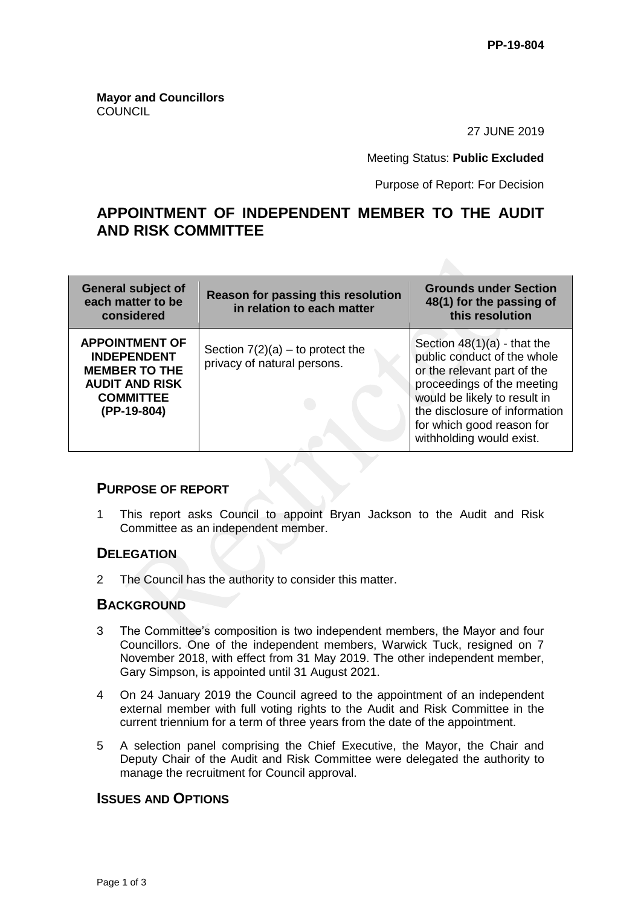**PP-19-804**

**Mayor and Councillors**
COUNCIL

27 JUNE 2019

Meeting Status: **Public Excluded**

Purpose of Report: For Decision

# APPOINTMENT OF INDEPENDENT MEMBER TO THE AUDIT AND RISK COMMITTEE

| General subject of each matter to be considered | Reason for passing this resolution in relation to each matter | Grounds under Section 48(1) for the passing of this resolution |
|---|---|---|
| **APPOINTMENT OF INDEPENDENT MEMBER TO THE AUDIT AND RISK COMMITTEE (PP-19-804)** | Section 7(2)(a) – to protect the privacy of natural persons. | Section 48(1)(a) - that the public conduct of the whole or the relevant part of the proceedings of the meeting would be likely to result in the disclosure of information for which good reason for withholding would exist. |

## PURPOSE OF REPORT

1 This report asks Council to appoint Bryan Jackson to the Audit and Risk Committee as an independent member.

## DELEGATION

2 The Council has the authority to consider this matter.

## BACKGROUND

3 The Committee's composition is two independent members, the Mayor and four Councillors. One of the independent members, Warwick Tuck, resigned on 7 November 2018, with effect from 31 May 2019. The other independent member, Gary Simpson, is appointed until 31 August 2021.

4 On 24 January 2019 the Council agreed to the appointment of an independent external member with full voting rights to the Audit and Risk Committee in the current triennium for a term of three years from the date of the appointment.

5 A selection panel comprising the Chief Executive, the Mayor, the Chair and Deputy Chair of the Audit and Risk Committee were delegated the authority to manage the recruitment for Council approval.

## ISSUES AND OPTIONS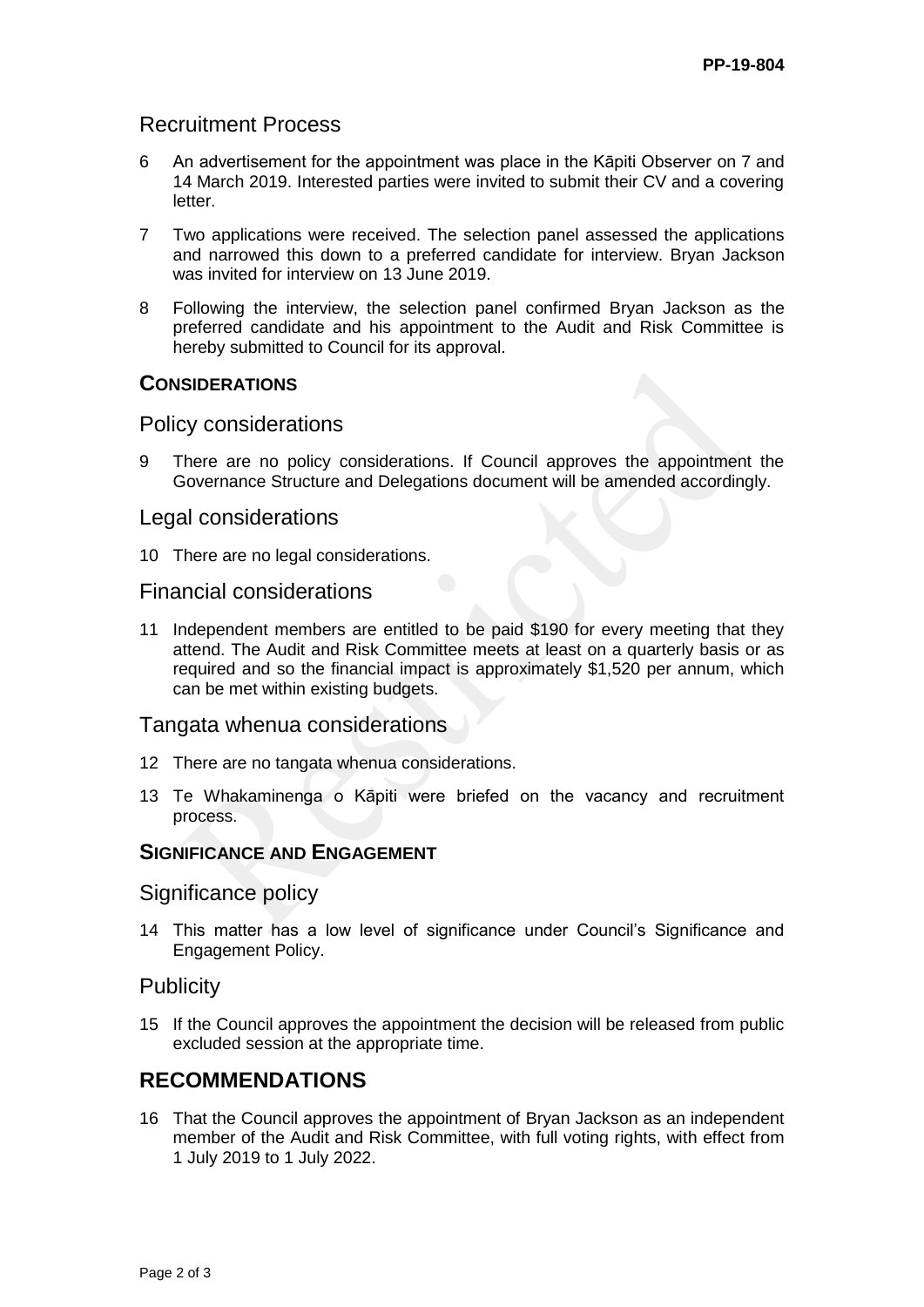## Recruitment Process

6 An advertisement for the appointment was place in the Kāpiti Observer on 7 and 14 March 2019. Interested parties were invited to submit their CV and a covering letter.

7 Two applications were received. The selection panel assessed the applications and narrowed this down to a preferred candidate for interview. Bryan Jackson was invited for interview on 13 June 2019.

8 Following the interview, the selection panel confirmed Bryan Jackson as the preferred candidate and his appointment to the Audit and Risk Committee is hereby submitted to Council for its approval.

### CONSIDERATIONS

## Policy considerations

9 There are no policy considerations. If Council approves the appointment the Governance Structure and Delegations document will be amended accordingly.

## Legal considerations

10 There are no legal considerations.

## Financial considerations

11 Independent members are entitled to be paid $190 for every meeting that they attend. The Audit and Risk Committee meets at least on a quarterly basis or as required and so the financial impact is approximately $1,520 per annum, which can be met within existing budgets.

## Tangata whenua considerations

12 There are no tangata whenua considerations.

13 Te Whakaminenga o Kāpiti were briefed on the vacancy and recruitment process.

### SIGNIFICANCE AND ENGAGEMENT

## Significance policy

14 This matter has a low level of significance under Council's Significance and Engagement Policy.

## Publicity

15 If the Council approves the appointment the decision will be released from public excluded session at the appropriate time.

# RECOMMENDATIONS

16 That the Council approves the appointment of Bryan Jackson as an independent member of the Audit and Risk Committee, with full voting rights, with effect from 1 July 2019 to 1 July 2022.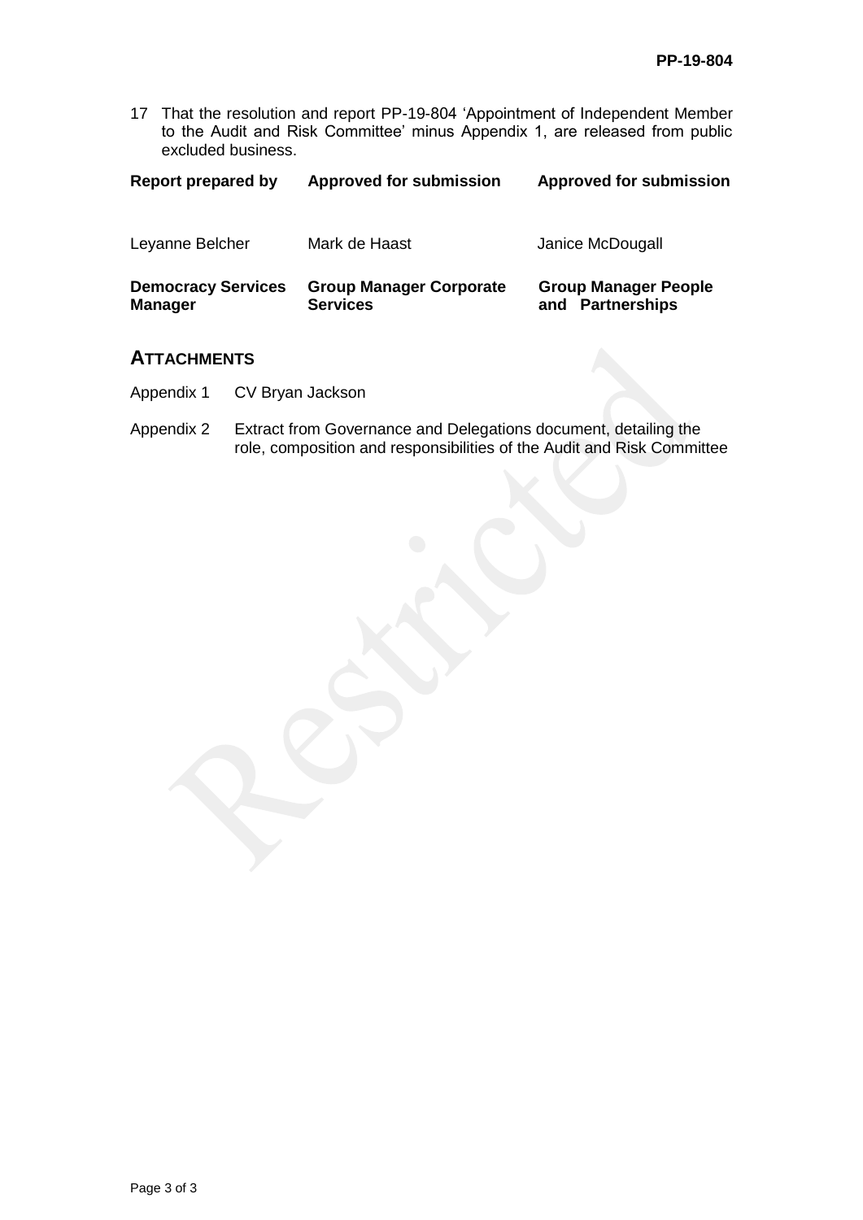17 That the resolution and report PP-19-804 'Appointment of Independent Member to the Audit and Risk Committee' minus Appendix 1, are released from public excluded business.

| Report prepared by | Approved for submission | Approved for submission |
|---|---|---|
| Leyanne Belcher | Mark de Haast | Janice McDougall |
| **Democracy Services Manager** | **Group Manager Corporate Services** | **Group Manager People and Partnerships** |

## ATTACHMENTS

Appendix 1 CV Bryan Jackson

Appendix 2 Extract from Governance and Delegations document, detailing the role, composition and responsibilities of the Audit and Risk Committee